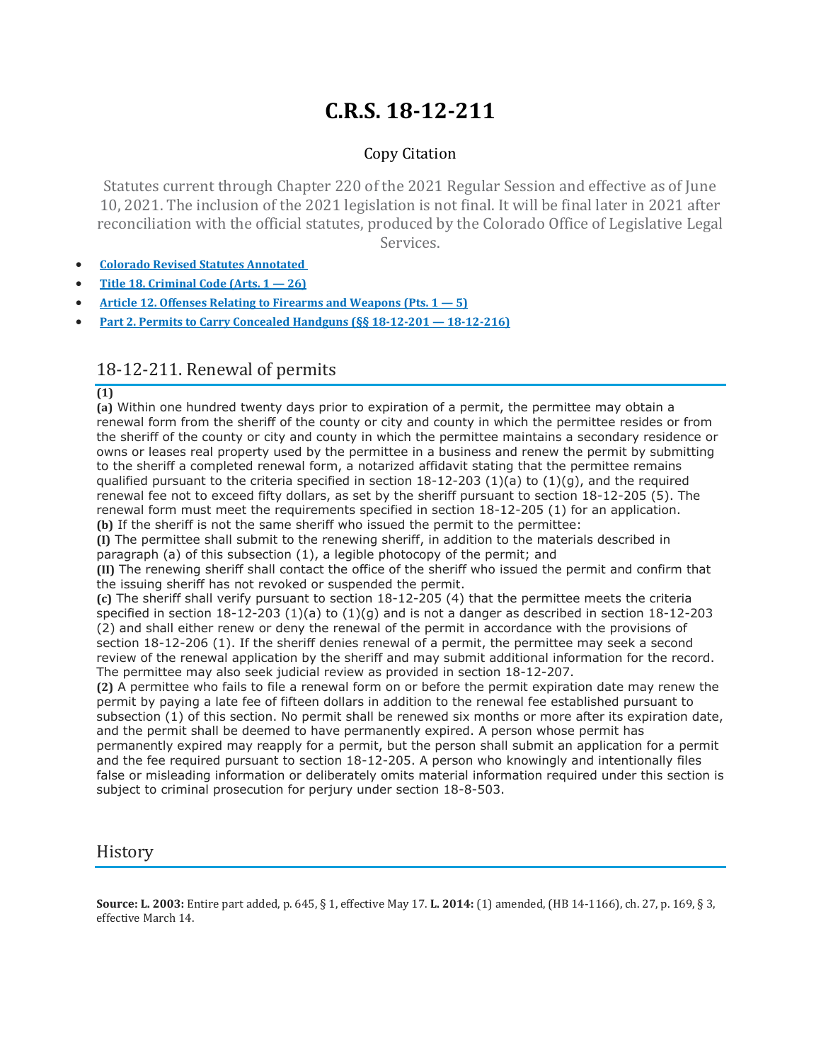# C.R.S. 18-12-211

Copy Citation

Statutes current through Chapter 220 of the 2021 Regular Session and effective as of June 10, 2021. The inclusion of the 2021 legislation is not final. It will be final later in 2021 after reconciliation with the official statutes, produced by the Colorado Office of Legislative Legal Services.

- **Colorado Revised Statutes Annotated**
- **Title 18. Criminal Code (Arts. 1 — 26)**
- **Article 12. Offenses Relating to Firearms and Weapons (Pts. 1 — 5)**
- **Part 2. Permits to Carry Concealed Handguns (§§ 18-12-201 — 18-12-216)**

## 18-12-211. Renewal of permits

**(1)**

**(a)** Within one hundred twenty days prior to expiration of a permit, the permittee may obtain a renewal form from the sheriff of the county or city and county in which the permittee resides or from the sheriff of the county or city and county in which the permittee maintains a secondary residence or owns or leases real property used by the permittee in a business and renew the permit by submitting to the sheriff a completed renewal form, a notarized affidavit stating that the permittee remains qualified pursuant to the criteria specified in section 18-12-203 (1)(a) to (1)(g), and the required renewal fee not to exceed fifty dollars, as set by the sheriff pursuant to section 18-12-205 (5). The renewal form must meet the requirements specified in section 18-12-205 (1) for an application.

**(b)** If the sheriff is not the same sheriff who issued the permit to the permittee:

**(I)** The permittee shall submit to the renewing sheriff, in addition to the materials described in paragraph (a) of this subsection (1), a legible photocopy of the permit; and

**(II)** The renewing sheriff shall contact the office of the sheriff who issued the permit and confirm that the issuing sheriff has not revoked or suspended the permit.

**(c)** The sheriff shall verify pursuant to section 18-12-205 (4) that the permittee meets the criteria specified in section 18-12-203 (1)(a) to (1)(g) and is not a danger as described in section 18-12-203 (2) and shall either renew or deny the renewal of the permit in accordance with the provisions of section 18-12-206 (1). If the sheriff denies renewal of a permit, the permittee may seek a second review of the renewal application by the sheriff and may submit additional information for the record. The permittee may also seek judicial review as provided in section 18-12-207.

**(2)** A permittee who fails to file a renewal form on or before the permit expiration date may renew the permit by paying a late fee of fifteen dollars in addition to the renewal fee established pursuant to subsection (1) of this section. No permit shall be renewed six months or more after its expiration date, and the permit shall be deemed to have permanently expired. A person whose permit has permanently expired may reapply for a permit, but the person shall submit an application for a permit and the fee required pursuant to section 18-12-205. A person who knowingly and intentionally files false or misleading information or deliberately omits material information required under this section is subject to criminal prosecution for perjury under section 18-8-503.

## History

**Source: L. 2003:** Entire part added, p. 645, § 1, effective May 17. **L. 2014:** (1) amended, (HB 14-1166), ch. 27, p. 169, § 3, effective March 14.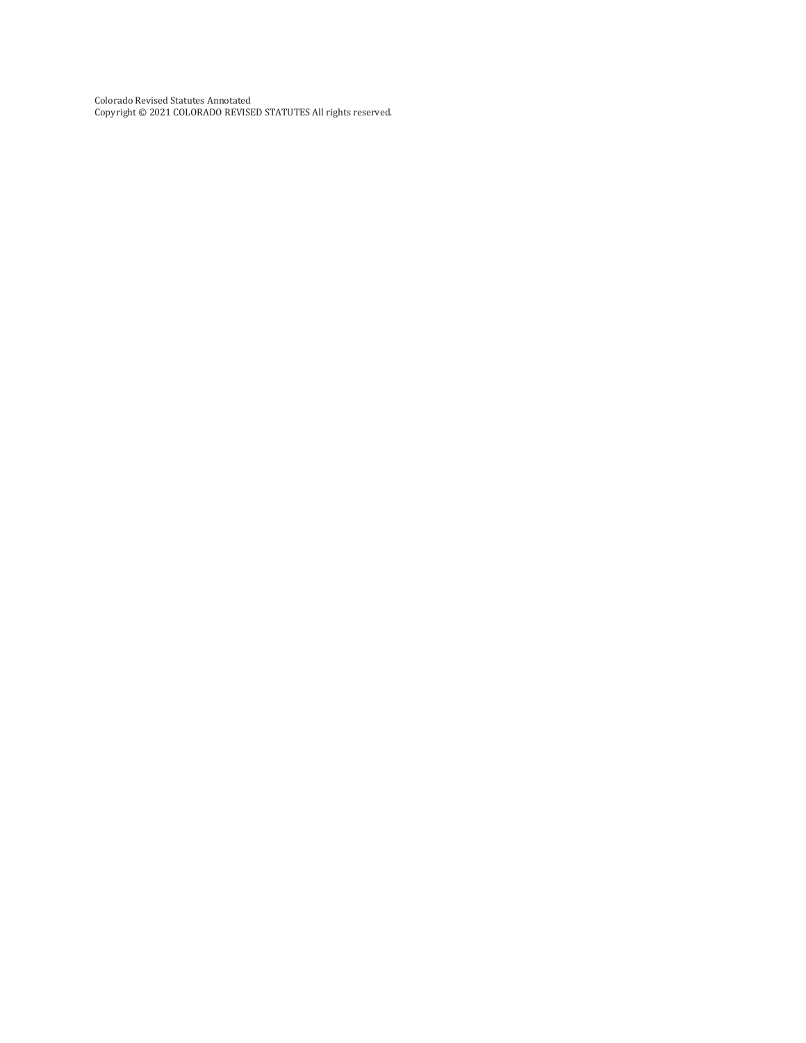Colorado Revised Statutes Annotated
Copyright © 2021 COLORADO REVISED STATUTES All rights reserved.